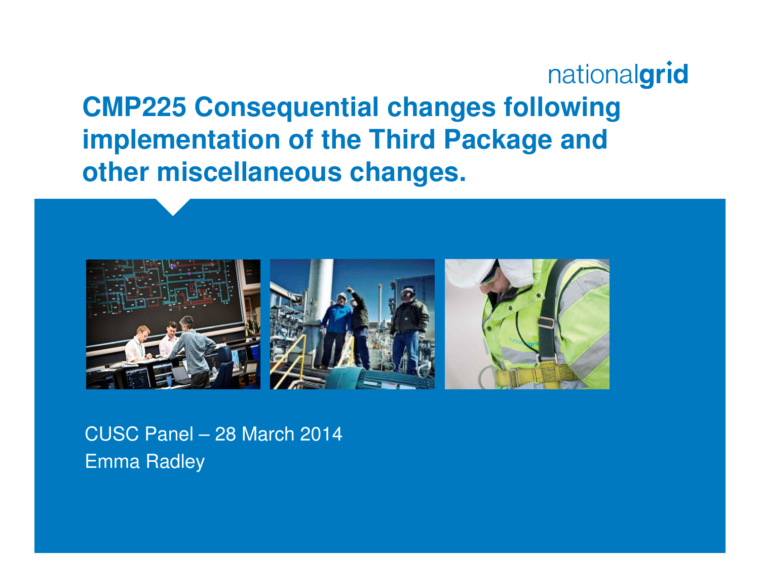# CMP225 Consequential changes following implementation of the Third Package and other miscellaneous changes.

CUSC Panel – 28 March 2014

Emma Radley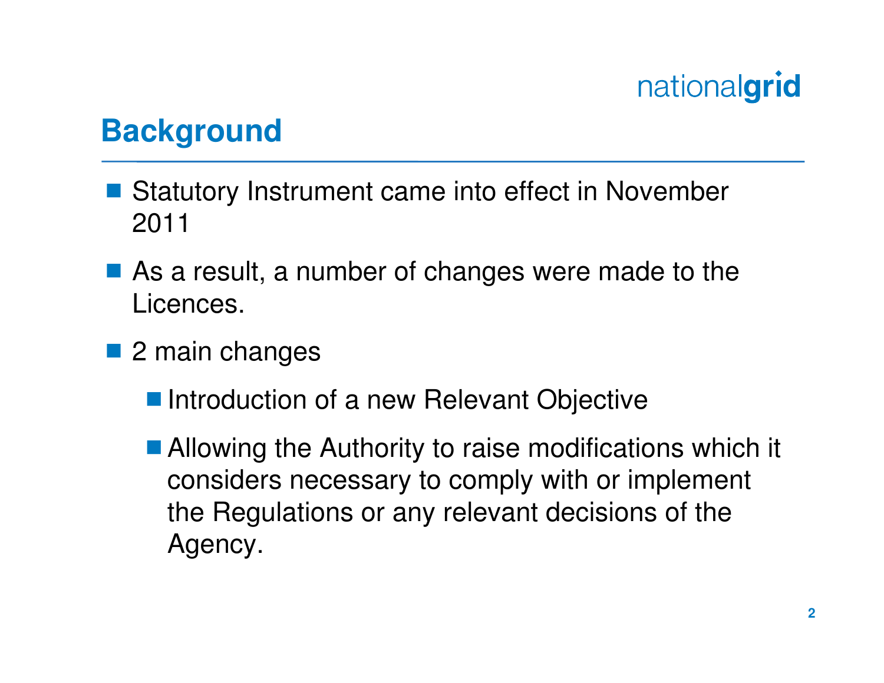## Background

- Statutory Instrument came into effect in November 2011
- As a result, a number of changes were made to the Licences.
- 2 main changes
  - Introduction of a new Relevant Objective
  - Allowing the Authority to raise modifications which it considers necessary to comply with or implement the Regulations or any relevant decisions of the Agency.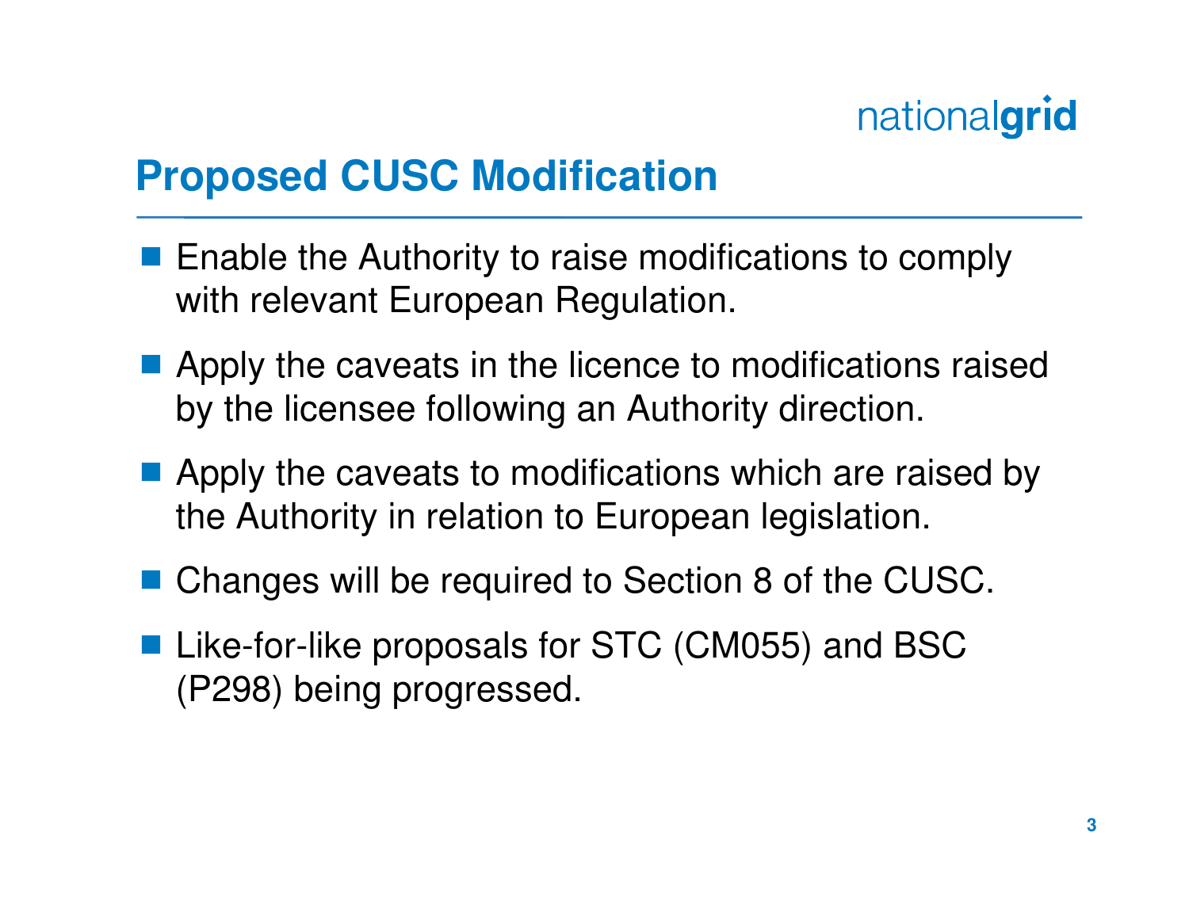## Proposed CUSC Modification

- Enable the Authority to raise modifications to comply with relevant European Regulation.
- Apply the caveats in the licence to modifications raised by the licensee following an Authority direction.
- Apply the caveats to modifications which are raised by the Authority in relation to European legislation.
- Changes will be required to Section 8 of the CUSC.
- Like-for-like proposals for STC (CM055) and BSC (P298) being progressed.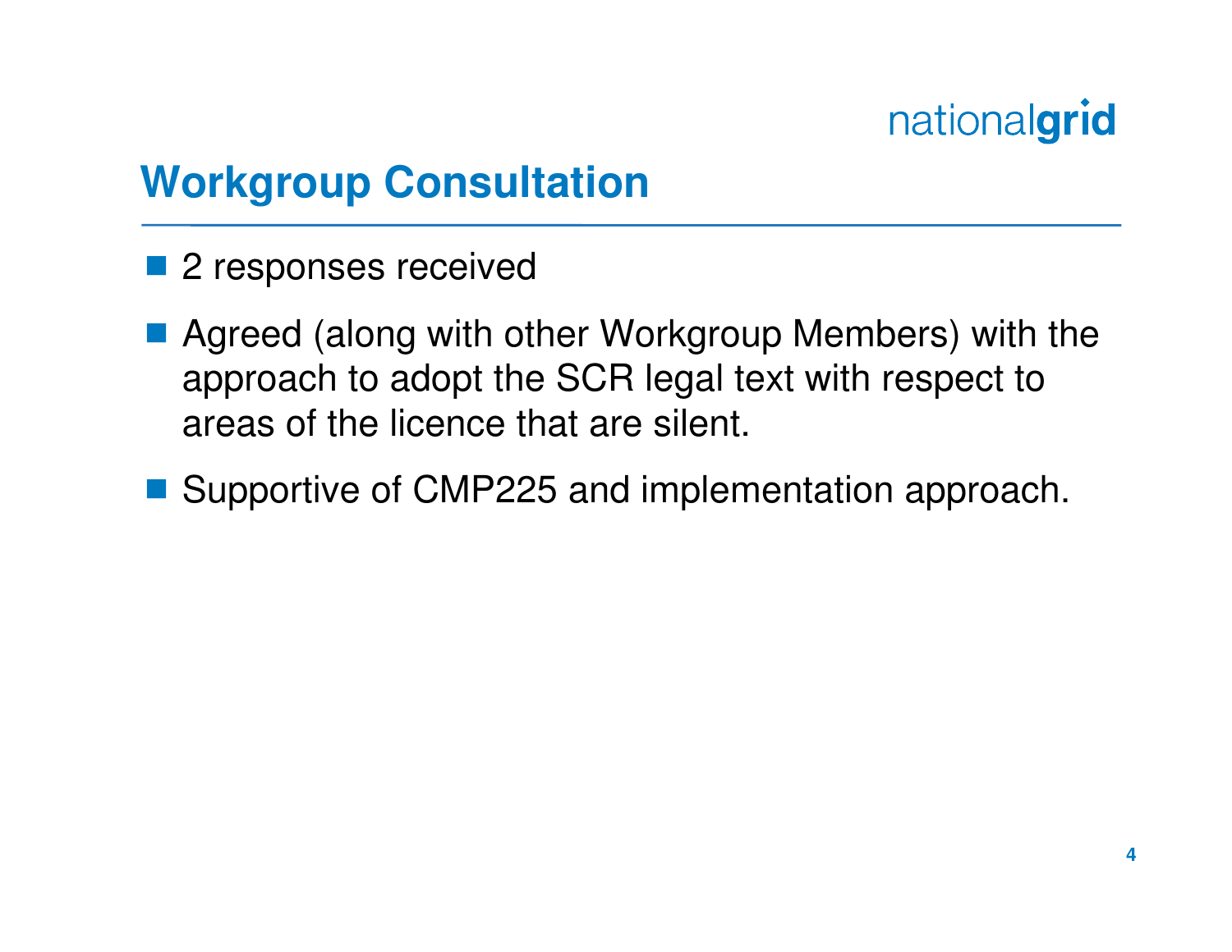# Workgroup Consultation

- 2 responses received
- Agreed (along with other Workgroup Members) with the approach to adopt the SCR legal text with respect to areas of the licence that are silent.
- Supportive of CMP225 and implementation approach.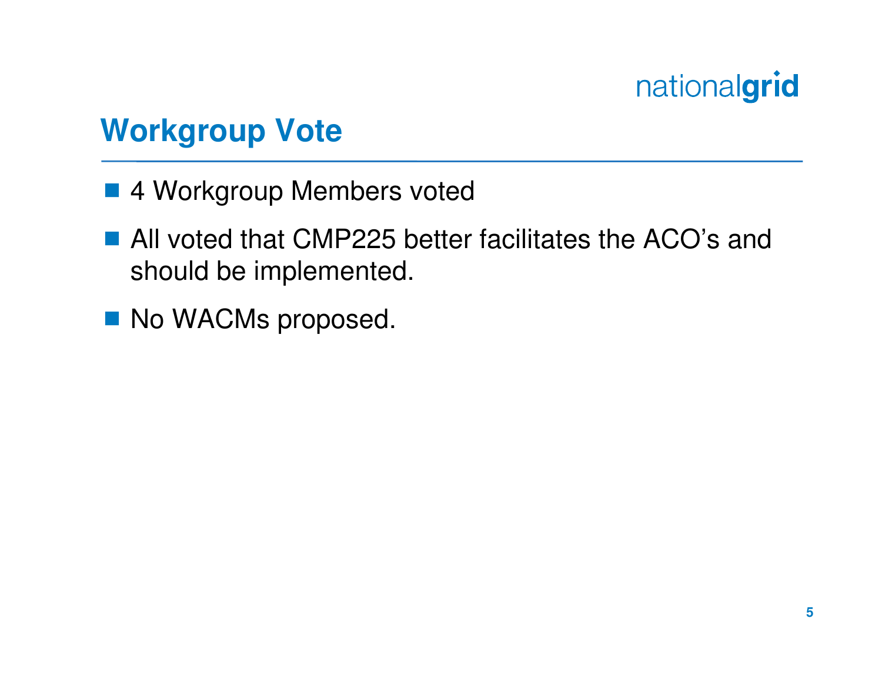# Workgroup Vote

- 4 Workgroup Members voted
- All voted that CMP225 better facilitates the ACO's and should be implemented.
- No WACMs proposed.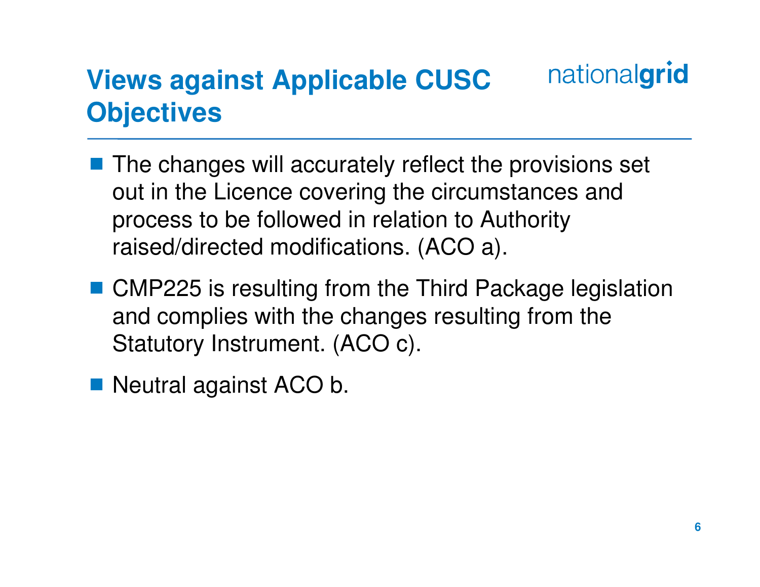# Views against Applicable CUSC Objectives

- The changes will accurately reflect the provisions set out in the Licence covering the circumstances and process to be followed in relation to Authority raised/directed modifications. (ACO a).
- CMP225 is resulting from the Third Package legislation and complies with the changes resulting from the Statutory Instrument. (ACO c).
- Neutral against ACO b.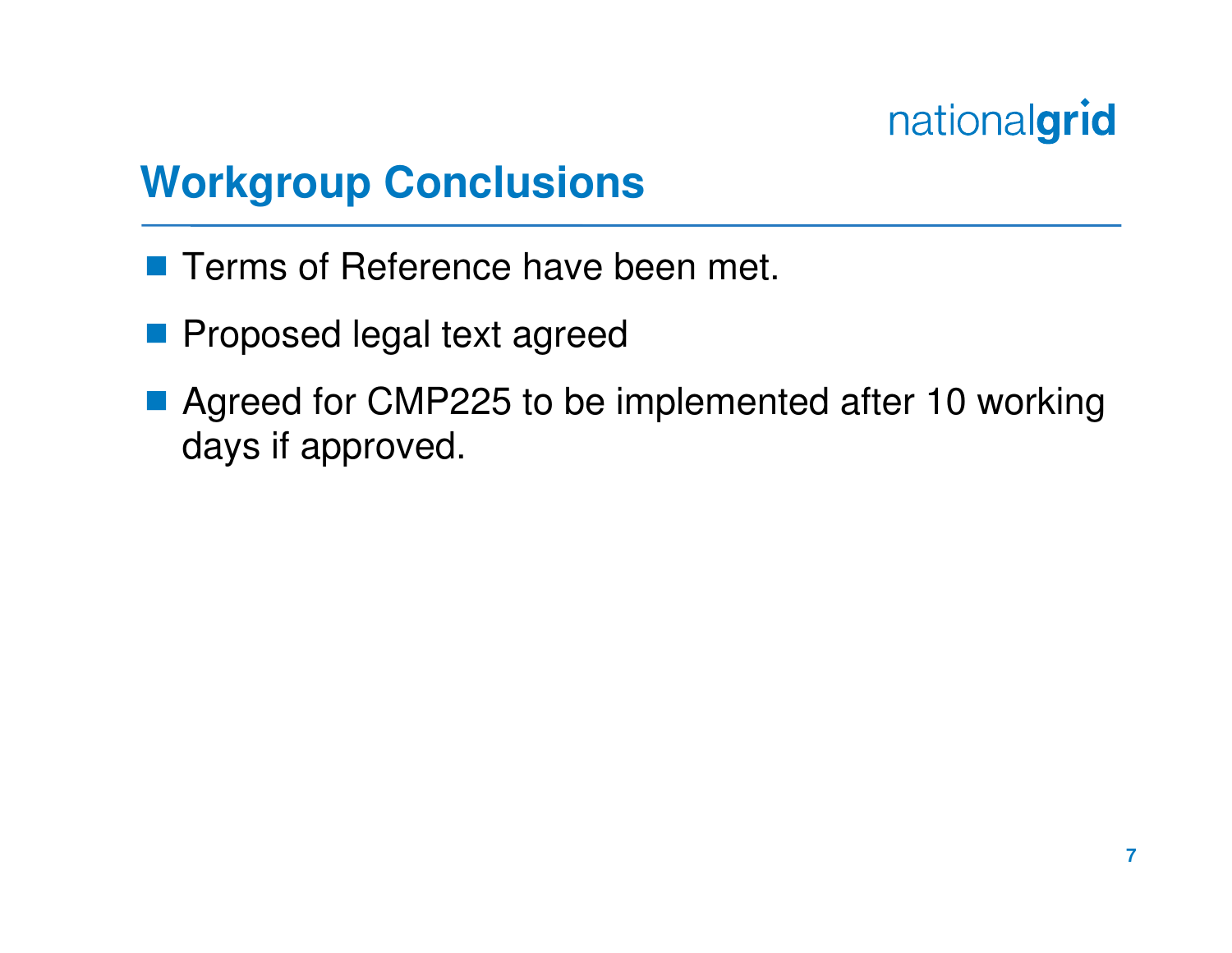## Workgroup Conclusions

- Terms of Reference have been met.
- Proposed legal text agreed
- Agreed for CMP225 to be implemented after 10 working days if approved.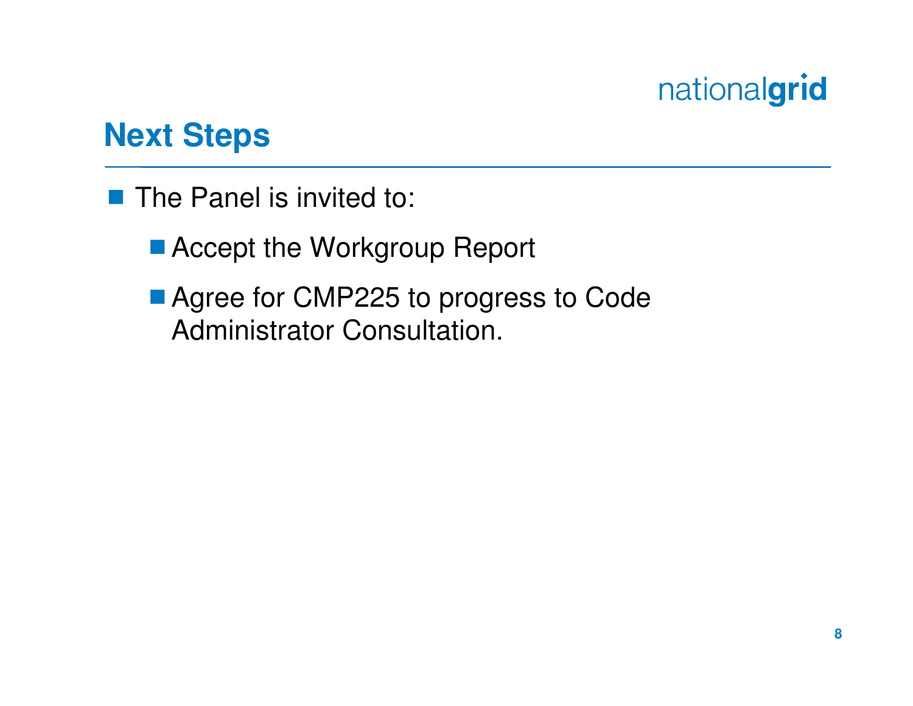## Next Steps

- The Panel is invited to:
  - Accept the Workgroup Report
  - Agree for CMP225 to progress to Code Administrator Consultation.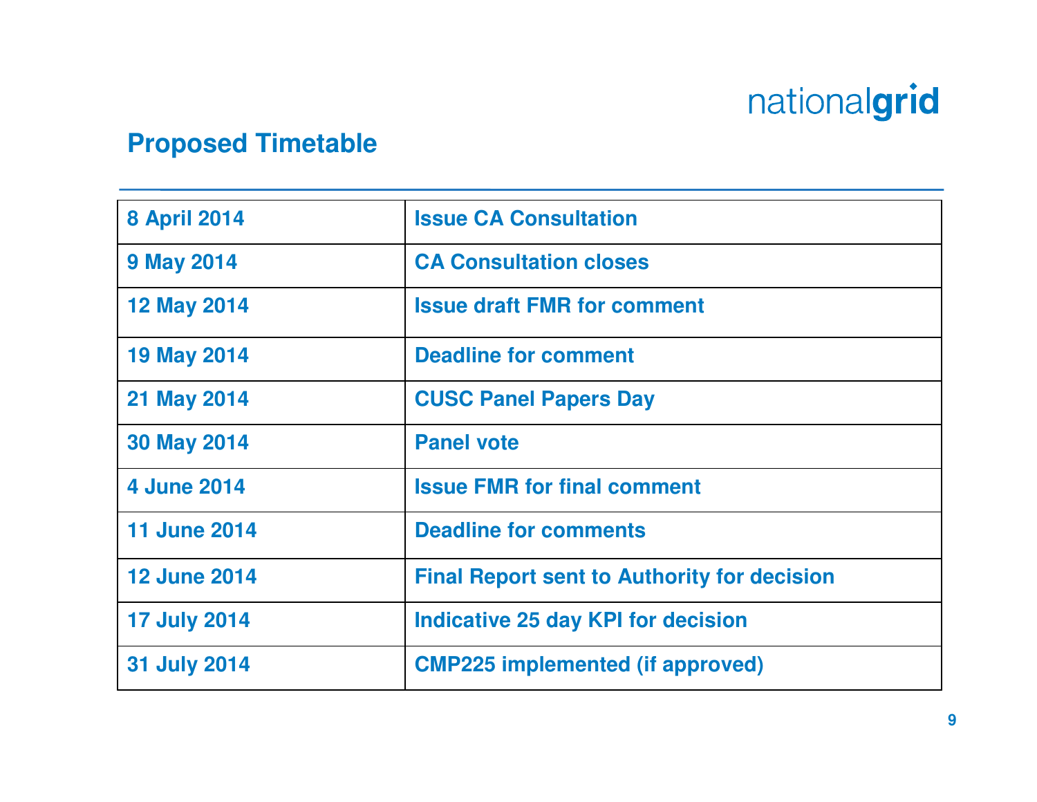nationalgrid

## Proposed Timetable

| | |
|---|---|
| 8 April 2014 | Issue CA Consultation |
| 9 May 2014 | CA Consultation closes |
| 12 May 2014 | Issue draft FMR for comment |
| 19 May 2014 | Deadline for comment |
| 21 May 2014 | CUSC Panel Papers Day |
| 30 May 2014 | Panel vote |
| 4 June 2014 | Issue FMR for final comment |
| 11 June 2014 | Deadline for comments |
| 12 June 2014 | Final Report sent to Authority for decision |
| 17 July 2014 | Indicative 25 day KPI for decision |
| 31 July 2014 | CMP225 implemented (if approved) |